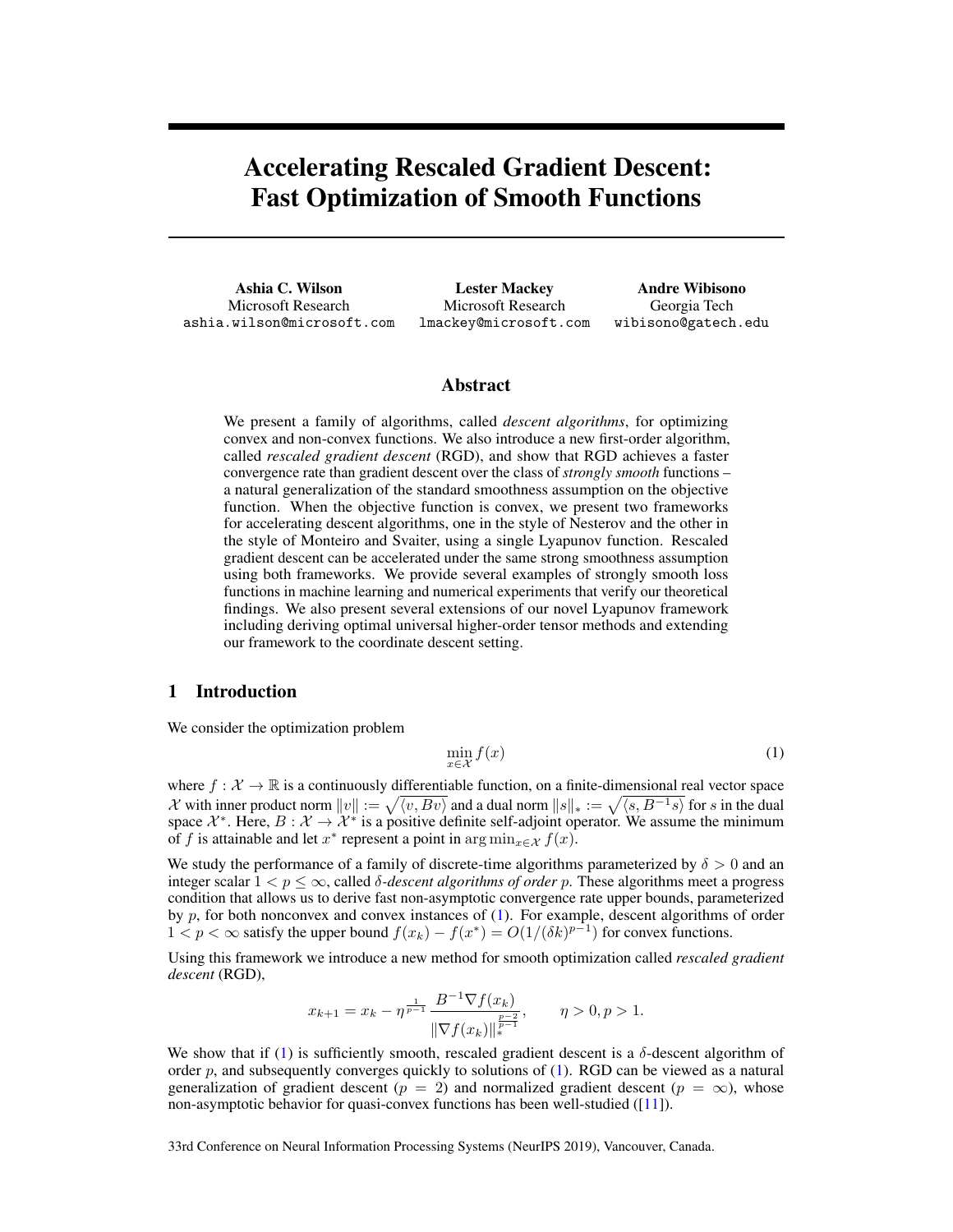# Accelerating Rescaled Gradient Descent: Fast Optimization of Smooth Functions

**Ashia C. Wilson**
Microsoft Research
ashia.wilson@microsoft.com

**Lester Mackey**
Microsoft Research
lmackey@microsoft.com

**Andre Wibisono**
Georgia Tech
wibisono@gatech.edu

## Abstract

We present a family of algorithms, called *descent algorithms*, for optimizing convex and non-convex functions. We also introduce a new first-order algorithm, called *rescaled gradient descent* (RGD), and show that RGD achieves a faster convergence rate than gradient descent over the class of *strongly smooth* functions – a natural generalization of the standard smoothness assumption on the objective function. When the objective function is convex, we present two frameworks for accelerating descent algorithms, one in the style of Nesterov and the other in the style of Monteiro and Svaiter, using a single Lyapunov function. Rescaled gradient descent can be accelerated under the same strong smoothness assumption using both frameworks. We provide several examples of strongly smooth loss functions in machine learning and numerical experiments that verify our theoretical findings. We also present several extensions of our novel Lyapunov framework including deriving optimal universal higher-order tensor methods and extending our framework to the coordinate descent setting.

## 1 Introduction

We consider the optimization problem

$$\min_{x \in \mathcal{X}} f(x) \tag{1}$$

where $f : \mathcal{X} \to \mathbb{R}$ is a continuously differentiable function, on a finite-dimensional real vector space $\mathcal{X}$ with inner product norm $\|v\| := \sqrt{\langle v, Bv \rangle}$ and a dual norm $\|s\|_* := \sqrt{\langle s, B^{-1}s \rangle}$ for $s$ in the dual space $\mathcal{X}^*$. Here, $B : \mathcal{X} \to \mathcal{X}^*$ is a positive definite self-adjoint operator. We assume the minimum of $f$ is attainable and let $x^*$ represent a point in $\arg\min_{x \in \mathcal{X}} f(x)$.

We study the performance of a family of discrete-time algorithms parameterized by $\delta > 0$ and an integer scalar $1 < p \leq \infty$, called $\delta$*-descent algorithms of order* $p$. These algorithms meet a progress condition that allows us to derive fast non-asymptotic convergence rate upper bounds, parameterized by $p$, for both nonconvex and convex instances of (1). For example, descent algorithms of order $1 < p < \infty$ satisfy the upper bound $f(x_k) - f(x^*) = O(1/(\delta k)^{p-1})$ for convex functions.

Using this framework we introduce a new method for smooth optimization called *rescaled gradient descent* (RGD),

$$x_{k+1} = x_k - \eta^{\frac{1}{p-1}} \frac{B^{-1}\nabla f(x_k)}{\|\nabla f(x_k)\|_*^{\frac{p-2}{p-1}}}, \qquad \eta > 0, p > 1.$$

We show that if (1) is sufficiently smooth, rescaled gradient descent is a $\delta$-descent algorithm of order $p$, and subsequently converges quickly to solutions of (1). RGD can be viewed as a natural generalization of gradient descent ($p = 2$) and normalized gradient descent ($p = \infty$), whose non-asymptotic behavior for quasi-convex functions has been well-studied ([11]).

33rd Conference on Neural Information Processing Systems (NeurIPS 2019), Vancouver, Canada.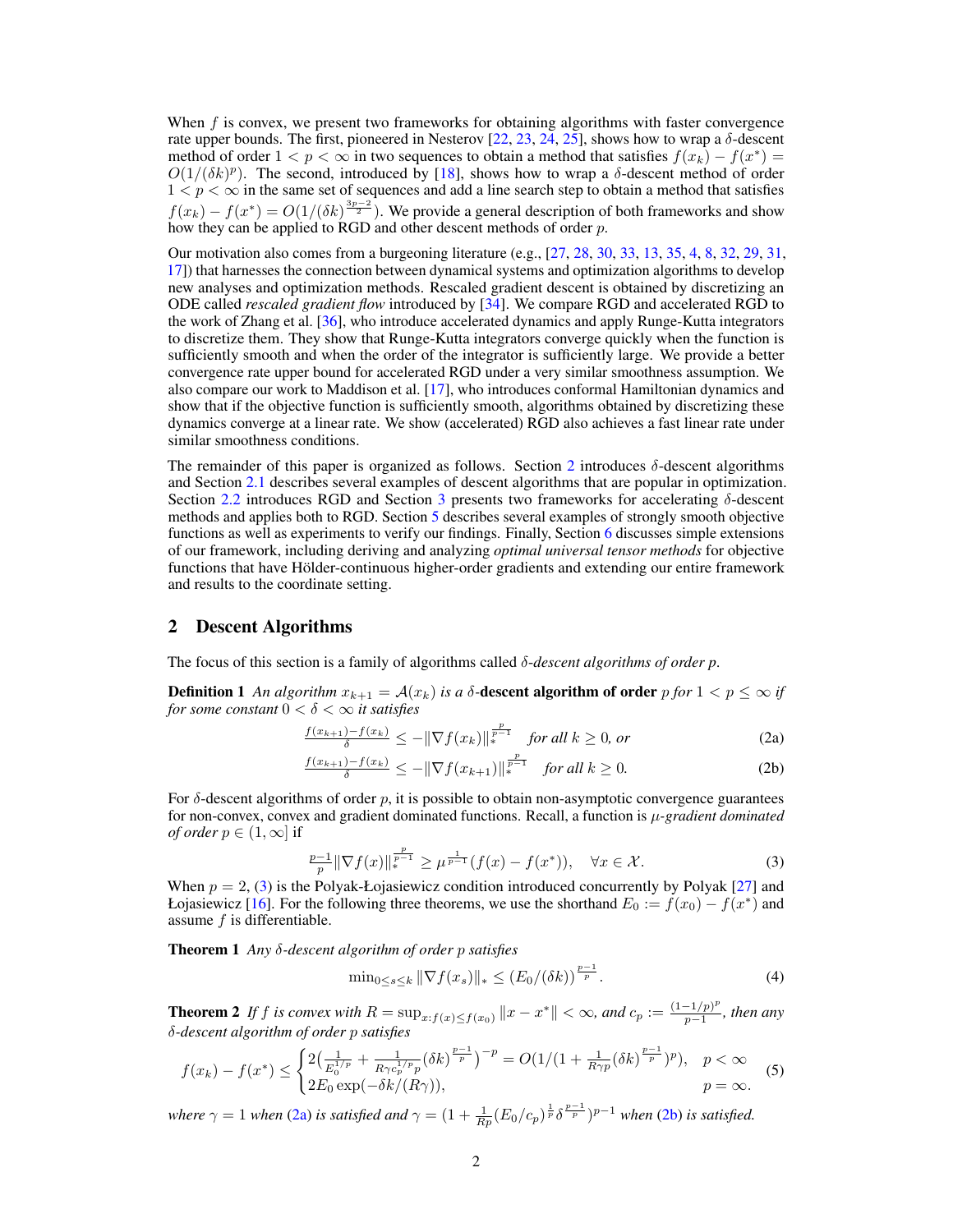When $f$ is convex, we present two frameworks for obtaining algorithms with faster convergence rate upper bounds. The first, pioneered in Nesterov [22, 23, 24, 25], shows how to wrap a $\delta$-descent method of order $1 < p < \infty$ in two sequences to obtain a method that satisfies $f(x_k) - f(x^*) = O(1/(\delta k)^p)$. The second, introduced by [18], shows how to wrap a $\delta$-descent method of order $1 < p < \infty$ in the same set of sequences and add a line search step to obtain a method that satisfies $f(x_k) - f(x^*) = O(1/(\delta k)^{\frac{3p-2}{2}})$. We provide a general description of both frameworks and show how they can be applied to RGD and other descent methods of order $p$.

Our motivation also comes from a burgeoning literature (e.g., [27, 28, 30, 33, 13, 35, 4, 8, 32, 29, 31, 17]) that harnesses the connection between dynamical systems and optimization algorithms to develop new analyses and optimization methods. Rescaled gradient descent is obtained by discretizing an ODE called *rescaled gradient flow* introduced by [34]. We compare RGD and accelerated RGD to the work of Zhang et al. [36], who introduce accelerated dynamics and apply Runge-Kutta integrators to discretize them. They show that Runge-Kutta integrators converge quickly when the function is sufficiently smooth and when the order of the integrator is sufficiently large. We provide a better convergence rate upper bound for accelerated RGD under a very similar smoothness assumption. We also compare our work to Maddison et al. [17], who introduces conformal Hamiltonian dynamics and show that if the objective function is sufficiently smooth, algorithms obtained by discretizing these dynamics converge at a linear rate. We show (accelerated) RGD also achieves a fast linear rate under similar smoothness conditions.

The remainder of this paper is organized as follows. Section 2 introduces $\delta$-descent algorithms and Section 2.1 describes several examples of descent algorithms that are popular in optimization. Section 2.2 introduces RGD and Section 3 presents two frameworks for accelerating $\delta$-descent methods and applies both to RGD. Section 5 describes several examples of strongly smooth objective functions as well as experiments to verify our findings. Finally, Section 6 discusses simple extensions of our framework, including deriving and analyzing *optimal universal tensor methods* for objective functions that have Hölder-continuous higher-order gradients and extending our entire framework and results to the coordinate setting.

## 2 Descent Algorithms

The focus of this section is a family of algorithms called *$\delta$-descent algorithms of order $p$*.

**Definition 1** *An algorithm $x_{k+1} = \mathcal{A}(x_k)$ is a $\delta$-***descent algorithm of order** *$p$ for $1 < p \leq \infty$ if for some constant $0 < \delta < \infty$ it satisfies*

$$\frac{f(x_{k+1}) - f(x_k)}{\delta} \leq -\|\nabla f(x_k)\|_*^{\frac{p}{p-1}} \quad \text{for all } k \geq 0, \text{ or} \tag{2a}$$

$$\frac{f(x_{k+1}) - f(x_k)}{\delta} \leq -\|\nabla f(x_{k+1})\|_*^{\frac{p}{p-1}} \quad \text{for all } k \geq 0. \tag{2b}$$

For $\delta$-descent algorithms of order $p$, it is possible to obtain non-asymptotic convergence guarantees for non-convex, convex and gradient dominated functions. Recall, a function is *$\mu$-gradient dominated of order $p \in (1, \infty]$* if

$$\tfrac{p-1}{p}\|\nabla f(x)\|_*^{\frac{p}{p-1}} \geq \mu^{\frac{1}{p-1}}(f(x) - f(x^*)), \quad \forall x \in \mathcal{X}. \tag{3}$$

When $p = 2$, (3) is the Polyak-Łojasiewicz condition introduced concurrently by Polyak [27] and Łojasiewicz [16]. For the following three theorems, we use the shorthand $E_0 := f(x_0) - f(x^*)$ and assume $f$ is differentiable.

**Theorem 1** *Any $\delta$-descent algorithm of order $p$ satisfies*

$$\min_{0 \leq s \leq k} \|\nabla f(x_s)\|_* \leq (E_0/(\delta k))^{\frac{p-1}{p}}. \tag{4}$$

**Theorem 2** *If $f$ is convex with $R = \sup_{x: f(x) \leq f(x_0)} \|x - x^*\| < \infty$, and $c_p := \frac{(1-1/p)^p}{p-1}$, then any $\delta$-descent algorithm of order $p$ satisfies*

$$f(x_k) - f(x^*) \leq \begin{cases} 2\big(\frac{1}{E_0^{1/p}} + \frac{1}{R\gamma c_p^{1/p} p}(\delta k)^{\frac{p-1}{p}}\big)^{-p} = O(1/(1 + \frac{1}{R\gamma p}(\delta k)^{\frac{p-1}{p}})^p), & p < \infty \\ 2E_0 \exp(-\delta k/(R\gamma)), & p = \infty. \end{cases} \tag{5}$$

*where $\gamma = 1$ when (2a) is satisfied and $\gamma = (1 + \frac{1}{Rp}(E_0/c_p)^{\frac{1}{p}}\delta^{\frac{p-1}{p}})^{p-1}$ when (2b) is satisfied.*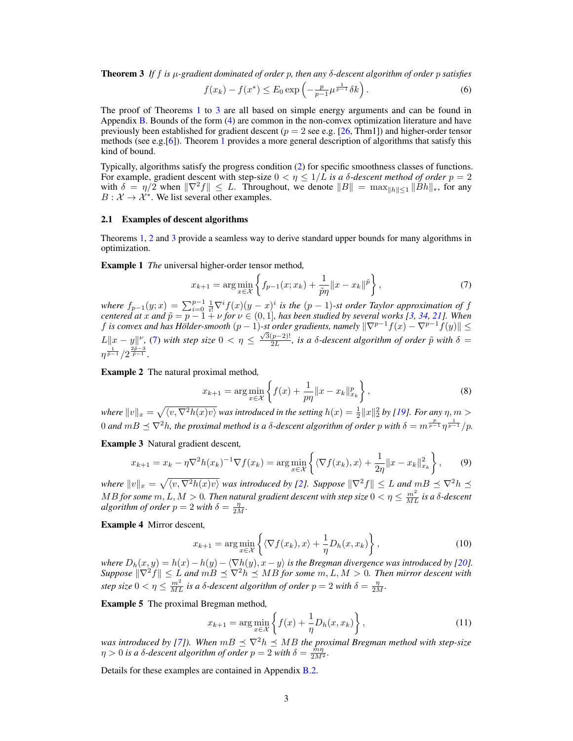**Theorem 3** *If $f$ is $\mu$-gradient dominated of order $p$, then any $\delta$-descent algorithm of order $p$ satisfies*

$$f(x_k) - f(x^*) \leq E_0 \exp\left(-\tfrac{p}{p-1}\mu^{\frac{1}{p-1}}\delta k\right). \tag{6}$$

The proof of Theorems 1 to 3 are all based on simple energy arguments and can be found in Appendix B. Bounds of the form (4) are common in the non-convex optimization literature and have previously been established for gradient descent ($p = 2$ see e.g. [26, Thm1]) and higher-order tensor methods (see e.g.[6]). Theorem 1 provides a more general description of algorithms that satisfy this kind of bound.

Typically, algorithms satisfy the progress condition (2) for specific smoothness classes of functions. For example, gradient descent with step-size $0 < \eta \leq 1/L$ *is a $\delta$-descent method of order $p = 2$* with $\delta = \eta/2$ when $\|\nabla^2 f\| \leq L$. Throughout, we denote $\|B\| = \max_{\|h\|\leq 1}\|Bh\|_*$, for any $B : \mathcal{X} \to \mathcal{X}^*$. We list several other examples.

### 2.1 Examples of descent algorithms

Theorems 1, 2 and 3 provide a seamless way to derive standard upper bounds for many algorithms in optimization.

**Example 1** *The* universal higher-order tensor method,

$$x_{k+1} = \arg\min_{x\in\mathcal{X}}\left\{f_{p-1}(x;x_k) + \frac{1}{\tilde{p}\eta}\|x - x_k\|^{\tilde{p}}\right\}, \tag{7}$$

*where $f_{p-1}(y;x) = \sum_{i=0}^{p-1}\frac{1}{i!}\nabla^i f(x)(y-x)^i$ is the $(p-1)$-st order Taylor approximation of $f$ centered at $x$ and $\tilde{p} = p - 1 + \nu$ for $\nu \in (0,1]$, has been studied by several works [3, 34, 21]. When $f$ is convex and has Hölder-smooth $(p-1)$-st order gradients, namely $\|\nabla^{p-1}f(x) - \nabla^{p-1}f(y)\| \leq L\|x-y\|^\nu$, (7) with step size $0 < \eta \leq \frac{\sqrt{3}(p-2)!}{2L}$, is a $\delta$-descent algorithm of order $\tilde{p}$ with $\delta = \eta^{\frac{1}{\tilde{p}-1}}/2^{\frac{2\tilde{p}-3}{\tilde{p}-1}}$.*

**Example 2** The natural proximal method*,*

$$x_{k+1} = \arg\min_{x\in\mathcal{X}}\left\{f(x) + \frac{1}{p\eta}\|x - x_k\|^p_{x_k}\right\}, \tag{8}$$

*where $\|v\|_x = \sqrt{\langle v, \nabla^2 h(x)v\rangle}$ was introduced in the setting $h(x) = \frac{1}{2}\|x\|_2^2$ by [19]. For any $\eta, m > 0$ and $mB \preceq \nabla^2 h$, the proximal method is a $\delta$-descent algorithm of order $p$ with $\delta = m^{\frac{p}{p-1}}\eta^{\frac{1}{p-1}}/p$.*

**Example 3** Natural gradient descent*,*

$$x_{k+1} = x_k - \eta\nabla^2 h(x_k)^{-1}\nabla f(x_k) = \arg\min_{x\in\mathcal{X}}\left\{\langle\nabla f(x_k), x\rangle + \frac{1}{2\eta}\|x - x_k\|^2_{x_k}\right\}, \tag{9}$$

*where $\|v\|_x = \sqrt{\langle v, \nabla^2 h(x)v\rangle}$ was introduced by [2]. Suppose $\|\nabla^2 f\| \leq L$ and $mB \preceq \nabla^2 h \preceq MB$ for some $m, L, M > 0$. Then natural gradient descent with step size $0 < \eta \leq \frac{m^2}{ML}$ is a $\delta$-descent algorithm of order $p = 2$ with $\delta = \frac{\eta}{2M}$.*

**Example 4** Mirror descent*,*

$$x_{k+1} = \arg\min_{x\in\mathcal{X}}\left\{\langle\nabla f(x_k), x\rangle + \frac{1}{\eta}D_h(x, x_k)\right\}, \tag{10}$$

*where $D_h(x,y) = h(x) - h(y) - \langle\nabla h(y), x - y\rangle$ is the Bregman divergence was introduced by [20]. Suppose $\|\nabla^2 f\| \leq L$ and $mB \preceq \nabla^2 h \preceq MB$ for some $m, L, M > 0$. Then mirror descent with step size $0 < \eta \leq \frac{m^2}{ML}$ is a $\delta$-descent algorithm of order $p = 2$ with $\delta = \frac{\eta}{2M}$.*

**Example 5** The proximal Bregman method*,*

$$x_{k+1} = \arg\min_{x\in\mathcal{X}}\left\{f(x) + \frac{1}{\eta}D_h(x, x_k)\right\}, \tag{11}$$

*was introduced by [7]). When $mB \preceq \nabla^2 h \preceq MB$ the proximal Bregman method with step-size $\eta > 0$ is a $\delta$-descent algorithm of order $p = 2$ with $\delta = \frac{m\eta}{2M^2}$.*

Details for these examples are contained in Appendix B.2.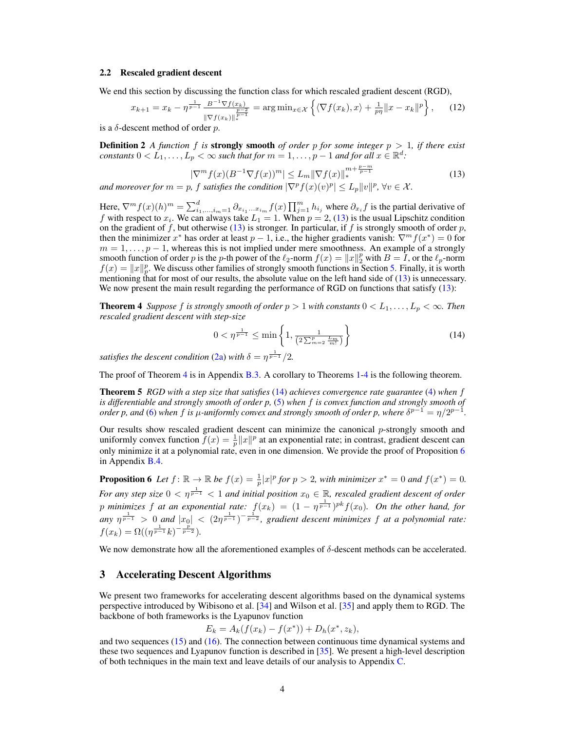### 2.2 Rescaled gradient descent

We end this section by discussing the function class for which rescaled gradient descent (RGD),

$$x_{k+1} = x_k - \eta^{\frac{1}{p-1}} \frac{B^{-1}\nabla f(x_k)}{\|\nabla f(x_k)\|_*^{\frac{p-2}{p-1}}} = \arg\min_{x\in\mathcal{X}} \left\{ \langle \nabla f(x_k), x\rangle + \tfrac{1}{p\eta}\|x - x_k\|^p \right\}, \tag{12}$$

is a $\delta$-descent method of order $p$.

**Definition 2** *A function $f$ is* **strongly smooth** *of order $p$ for some integer $p > 1$, if there exist constants $0 < L_1, \ldots, L_p < \infty$ such that for $m = 1, \ldots, p-1$ and for all $x \in \mathbb{R}^d$:*

$$|\nabla^m f(x)(B^{-1}\nabla f(x))^m| \leq L_m \|\nabla f(x)\|_*^{m + \frac{p-m}{p-1}} \tag{13}$$

*and moreover for $m = p$, $f$ satisfies the condition $|\nabla^p f(x)(v)^p| \leq L_p \|v\|^p$, $\forall v \in \mathcal{X}$.*

Here, $\nabla^m f(x)(h)^m = \sum_{i_1,\ldots,i_m=1}^{d} \partial_{x_{i_1}\ldots x_{i_m}} f(x) \prod_{j=1}^{m} h_{i_j}$ where $\partial_{x_i} f$ is the partial derivative of $f$ with respect to $x_i$. We can always take $L_1 = 1$. When $p = 2$, (13) is the usual Lipschitz condition on the gradient of $f$, but otherwise (13) is stronger. In particular, if $f$ is strongly smooth of order $p$, then the minimizer $x^*$ has order at least $p-1$, i.e., the higher gradients vanish: $\nabla^m f(x^*) = 0$ for $m = 1, \ldots, p-1$, whereas this is not implied under mere smoothness. An example of a strongly smooth function of order $p$ is the $p$-th power of the $\ell_2$-norm $f(x) = \|x\|_2^p$ with $B = I$, or the $\ell_p$-norm $f(x) = \|x\|_p^p$. We discuss other families of strongly smooth functions in Section 5. Finally, it is worth mentioning that for most of our results, the absolute value on the left hand side of (13) is unnecessary. We now present the main result regarding the performance of RGD on functions that satisfy (13):

**Theorem 4** *Suppose $f$ is strongly smooth of order $p > 1$ with constants $0 < L_1, \ldots, L_p < \infty$. Then rescaled gradient descent with step-size*

$$0 < \eta^{\frac{1}{p-1}} \leq \min\left\{1, \frac{1}{(2\sum_{m=2}^{p} \frac{L_m}{m!})}\right\} \tag{14}$$

*satisfies the descent condition (2a) with $\delta = \eta^{\frac{1}{p-1}}/2$.*

The proof of Theorem 4 is in Appendix B.3. A corollary to Theorems 1-4 is the following theorem.

**Theorem 5** *RGD with a step size that satisfies (14) achieves convergence rate guarantee (4) when $f$ is differentiable and strongly smooth of order $p$, (5) when $f$ is convex function and strongly smooth of order $p$, and (6) when $f$ is $\mu$-uniformly convex and strongly smooth of order $p$, where $\delta^{p-1} = \eta/2^{p-1}$.*

Our results show rescaled gradient descent can minimize the canonical $p$-strongly smooth and uniformly convex function $f(x) = \frac{1}{p}\|x\|^p$ at an exponential rate; in contrast, gradient descent can only minimize it at a polynomial rate, even in one dimension. We provide the proof of Proposition 6 in Appendix B.4.

**Proposition 6** *Let $f\colon \mathbb{R} \to \mathbb{R}$ be $f(x) = \frac{1}{p}|x|^p$ for $p > 2$, with minimizer $x^* = 0$ and $f(x^*) = 0$. For any step size $0 < \eta^{\frac{1}{p-1}} < 1$ and initial position $x_0 \in \mathbb{R}$, rescaled gradient descent of order $p$ minimizes $f$ at an exponential rate: $f(x_k) = (1 - \eta^{\frac{1}{p-1}})^{pk} f(x_0)$. On the other hand, for any $\eta^{\frac{1}{p-1}} > 0$ and $|x_0| < (2\eta^{\frac{1}{p-1}})^{-\frac{1}{p-2}}$, gradient descent minimizes $f$ at a polynomial rate: $f(x_k) = \Omega((\eta^{\frac{1}{p-1}} k)^{-\frac{p}{p-2}})$.*

We now demonstrate how all the aforementioned examples of $\delta$-descent methods can be accelerated.

## 3 Accelerating Descent Algorithms

We present two frameworks for accelerating descent algorithms based on the dynamical systems perspective introduced by Wibisono et al. [34] and Wilson et al. [35] and apply them to RGD. The backbone of both frameworks is the Lyapunov function

$$E_k = A_k(f(x_k) - f(x^*)) + D_h(x^*, z_k),$$

and two sequences (15) and (16). The connection between continuous time dynamical systems and these two sequences and Lyapunov function is described in [35]. We present a high-level description of both techniques in the main text and leave details of our analysis to Appendix C.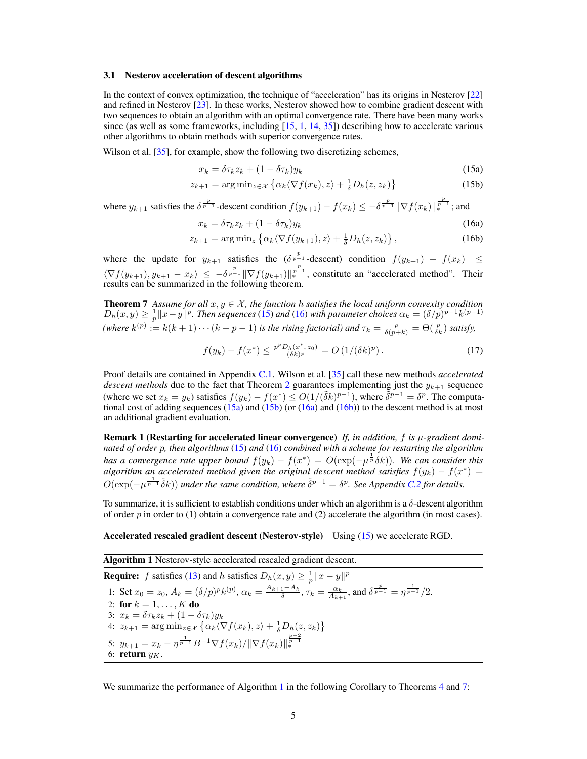### 3.1 Nesterov acceleration of descent algorithms

In the context of convex optimization, the technique of "acceleration" has its origins in Nesterov [22] and refined in Nesterov [23]. In these works, Nesterov showed how to combine gradient descent with two sequences to obtain an algorithm with an optimal convergence rate. There have been many works since (as well as some frameworks, including [15, 1, 14, 35]) describing how to accelerate various other algorithms to obtain methods with superior convergence rates.

Wilson et al. [35], for example, show the following two discretizing schemes,

$$x_k = \delta\tau_k z_k + (1-\delta\tau_k)y_k \tag{15a}$$

$$z_{k+1} = \arg\min_{z\in\mathcal{X}} \left\{\alpha_k\langle\nabla f(x_k), z\rangle + \tfrac{1}{\delta}D_h(z, z_k)\right\} \tag{15b}$$

where $y_{k+1}$ satisfies the $\delta^{\frac{p}{p-1}}$-descent condition $f(y_{k+1}) - f(x_k) \leq -\delta^{\frac{p}{p-1}}\|\nabla f(x_k)\|_*^{\frac{p}{p-1}}$; and

$$x_k = \delta\tau_k z_k + (1-\delta\tau_k)y_k \tag{16a}$$

$$z_{k+1} = \arg\min_{z} \left\{\alpha_k\langle\nabla f(y_{k+1}), z\rangle + \tfrac{1}{\delta}D_h(z, z_k)\right\}, \tag{16b}$$

where the update for $y_{k+1}$ satisfies the ($\delta^{\frac{p}{p-1}}$-descent) condition $f(y_{k+1}) - f(x_k) \leq \langle\nabla f(y_{k+1}), y_{k+1} - x_k\rangle \leq -\delta^{\frac{p}{p-1}}\|\nabla f(y_{k+1})\|_*^{\frac{p}{p-1}}$, constitute an "accelerated method". Their results can be summarized in the following theorem.

**Theorem 7** *Assume for all $x, y \in \mathcal{X}$, the function $h$ satisfies the local uniform convexity condition $D_h(x,y) \geq \frac{1}{p}\|x-y\|^p$. Then sequences (15) and (16) with parameter choices $\alpha_k = (\delta/p)^{p-1}k^{(p-1)}$ (where $k^{(p)} := k(k+1)\cdots(k+p-1)$ is the rising factorial) and $\tau_k = \frac{p}{\delta(p+k)} = \Theta(\frac{p}{\delta k})$ satisfy,*

$$f(y_k) - f(x^*) \leq \tfrac{p^p D_h(x^*, z_0)}{(\delta k)^p} = O\left(1/(\delta k)^p\right). \tag{17}$$

Proof details are contained in Appendix C.1. Wilson et al. [35] call these new methods *accelerated descent methods* due to the fact that Theorem 2 guarantees implementing just the $y_{k+1}$ sequence (where we set $x_k = y_k$) satisfies $f(y_k) - f(x^*) \leq O(1/(\tilde{\delta}k)^{p-1})$, where $\tilde{\delta}^{p-1} = \delta^p$. The computational cost of adding sequences (15a) and (15b) (or (16a) and (16b)) to the descent method is at most an additional gradient evaluation.

**Remark 1 (Restarting for accelerated linear convergence)** *If, in addition, $f$ is $\mu$-gradient dominated of order $p$, then algorithms (15) and (16) combined with a scheme for restarting the algorithm has a convergence rate upper bound $f(y_k) - f(x^*) = O(\exp(-\mu^{\frac{1}{p}}\delta k))$. We can consider this algorithm an accelerated method given the original descent method satisfies $f(y_k) - f(x^*) = O(\exp(-\mu^{\frac{1}{p-1}}\tilde{\delta}k))$ under the same condition, where $\tilde{\delta}^{p-1} = \delta^p$. See Appendix C.2 for details.*

To summarize, it is sufficient to establish conditions under which an algorithm is a $\delta$-descent algorithm of order $p$ in order to (1) obtain a convergence rate and (2) accelerate the algorithm (in most cases).

**Accelerated rescaled gradient descent (Nesterov-style)** Using (15) we accelerate RGD.

**Algorithm 1** Nesterov-style accelerated rescaled gradient descent.

**Require:** $f$ satisfies (13) and $h$ satisfies $D_h(x,y) \geq \frac{1}{p}\|x-y\|^p$

1: Set $x_0 = z_0$, $A_k = (\delta/p)^p k^{(p)}$, $\alpha_k = \frac{A_{k+1}-A_k}{\delta}$, $\tau_k = \frac{\alpha_k}{A_{k+1}}$, and $\delta^{\frac{p}{p-1}} = \eta^{\frac{1}{p-1}}/2$.
2: **for** $k = 1, \ldots, K$ **do**
3: $x_k = \delta\tau_k z_k + (1-\delta\tau_k)y_k$
4: $z_{k+1} = \arg\min_{z\in\mathcal{X}} \left\{\alpha_k\langle\nabla f(x_k), z\rangle + \frac{1}{\delta}D_h(z, z_k)\right\}$
5: $y_{k+1} = x_k - \eta^{\frac{1}{p-1}}B^{-1}\nabla f(x_k)/\|\nabla f(x_k)\|_*^{\frac{p-2}{p-1}}$
6: **return** $y_K$.

We summarize the performance of Algorithm 1 in the following Corollary to Theorems 4 and 7: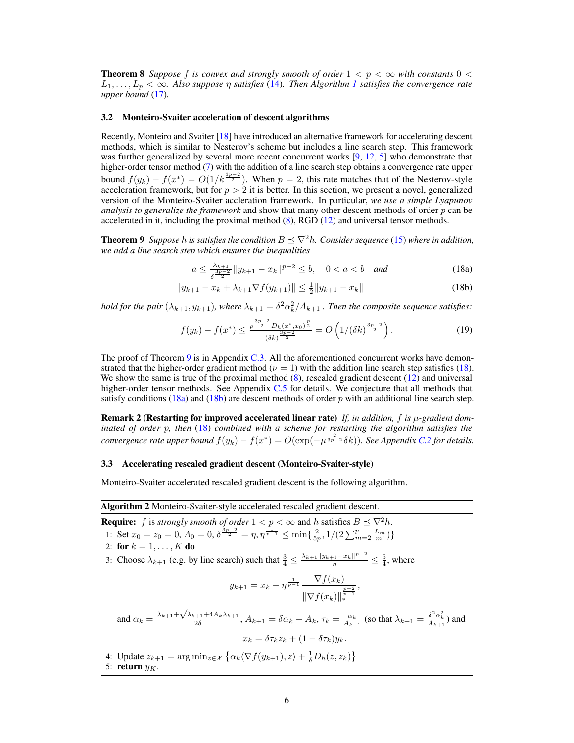**Theorem 8** *Suppose $f$ is convex and strongly smooth of order $1 < p < \infty$ with constants $0 < L_1, \ldots, L_p < \infty$. Also suppose $\eta$ satisfies (14). Then Algorithm 1 satisfies the convergence rate upper bound (17).*

### 3.2 Monteiro-Svaiter acceleration of descent algorithms

Recently, Monteiro and Svaiter [18] have introduced an alternative framework for accelerating descent methods, which is similar to Nesterov's scheme but includes a line search step. This framework was further generalized by several more recent concurrent works [9, 12, 5] who demonstrate that higher-order tensor method (7) with the addition of a line search step obtains a convergence rate upper bound $f(y_k) - f(x^*) = O(1/k^{\frac{3p-2}{2}})$. When $p = 2$, this rate matches that of the Nesterov-style acceleration framework, but for $p > 2$ it is better. In this section, we present a novel, generalized version of the Monteiro-Svaiter accleration framework. In particular, *we use a simple Lyapunov analysis to generalize the framework* and show that many other descent methods of order $p$ can be accelerated in it, including the proximal method (8), RGD (12) and universal tensor methods.

**Theorem 9** *Suppose $h$ is satisfies the condition $B \preceq \nabla^2 h$. Consider sequence (15) where in addition, we add a line search step which ensures the inequalities*

$$a \leq \tfrac{\lambda_{k+1}}{\delta^{\frac{3p-2}{2}}} \|y_{k+1} - x_k\|^{p-2} \leq b, \quad 0 < a < b \quad \text{and} \tag{18a}$$

$$\|y_{k+1} - x_k + \lambda_{k+1} \nabla f(y_{k+1})\| \leq \tfrac{1}{2} \|y_{k+1} - x_k\| \tag{18b}$$

*hold for the pair $(\lambda_{k+1}, y_{k+1})$, where $\lambda_{k+1} = \delta^2 \alpha_k^2 / A_{k+1}$ . Then the composite sequence satisfies:*

$$f(y_k) - f(x^*) \leq \frac{p^{\frac{3p-2}{2}} D_h(x^*, x_0)^{\frac{p}{2}}}{(\delta k)^{\frac{3p-2}{2}}} = O\left(1/(\delta k)^{\frac{3p-2}{2}}\right). \tag{19}$$

The proof of Theorem 9 is in Appendix C.3. All the aforementioned concurrent works have demonstrated that the higher-order gradient method ($\nu = 1$) with the addition line search step satisfies (18). We show the same is true of the proximal method (8), rescaled gradient descent (12) and universal higher-order tensor methods. See Appendix C.5 for details. We conjecture that all methods that satisfy conditions (18a) and (18b) are descent methods of order $p$ with an additional line search step.

**Remark 2 (Restarting for improved accelerated linear rate)** *If, in addition, $f$ is $\mu$-gradient dominated of order $p$, then (18) combined with a scheme for restarting the algorithm satisfies the convergence rate upper bound $f(y_k) - f(x^*) = O(\exp(-\mu^{\frac{2}{3p-2}} \delta k))$. See Appendix C.2 for details.*

### 3.3 Accelerating rescaled gradient descent (Monteiro-Svaiter-style)

Monteiro-Svaiter accelerated rescaled gradient descent is the following algorithm.

---

**Algorithm 2** Monteiro-Svaiter-style accelerated rescaled gradient descent.

---

**Require:** $f$ is *strongly smooth of order* $1 < p < \infty$ and $h$ satisfies $B \preceq \nabla^2 h$.

1: Set $x_0 = z_0 = 0$, $A_0 = 0$, $\delta^{\frac{3p-2}{2}} = \eta, \eta^{\frac{1}{p-1}} \leq \min\{\frac{2}{5p}, 1/(2\sum_{m=2}^{p} \frac{L_m}{m!})\}$

2: **for** $k = 1, \ldots, K$ **do**

3: Choose $\lambda_{k+1}$ (e.g. by line search) such that $\frac{3}{4} \leq \frac{\lambda_{k+1} \|y_{k+1} - x_k\|^{p-2}}{\eta} \leq \frac{5}{4}$, where

$$y_{k+1} = x_k - \eta^{\frac{1}{p-1}} \frac{\nabla f(x_k)}{\|\nabla f(x_k)\|_*^{\frac{p-2}{p-1}}},$$

and $\alpha_k = \frac{\lambda_{k+1} + \sqrt{\lambda_{k+1} + 4A_k \lambda_{k+1}}}{2\delta}$, $A_{k+1} = \delta \alpha_k + A_k$, $\tau_k = \frac{\alpha_k}{A_{k+1}}$ (so that $\lambda_{k+1} = \frac{\delta^2 \alpha_k^2}{A_{k+1}}$) and

$$x_k = \delta \tau_k z_k + (1 - \delta \tau_k) y_k.$$

4: Update $z_{k+1} = \arg\min_{z \in \mathcal{X}} \left\{ \alpha_k \langle \nabla f(y_{k+1}), z \rangle + \frac{1}{\delta} D_h(z, z_k) \right\}$

5: **return** $y_K$.

---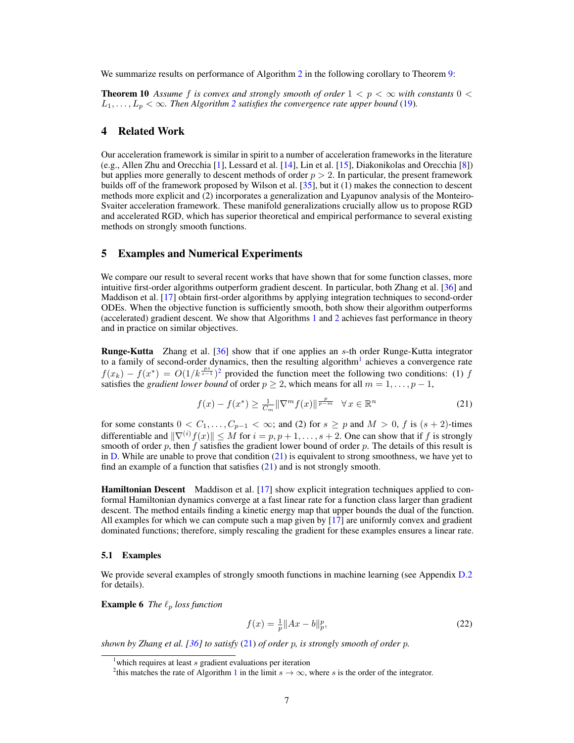We summarize results on performance of Algorithm 2 in the following corollary to Theorem 9:

**Theorem 10** *Assume $f$ is convex and strongly smooth of order $1 < p < \infty$ with constants $0 < L_1, \ldots, L_p < \infty$. Then Algorithm 2 satisfies the convergence rate upper bound (19).*

## 4 Related Work

Our acceleration framework is similar in spirit to a number of acceleration frameworks in the literature (e.g., Allen Zhu and Orecchia [1], Lessard et al. [14], Lin et al. [15], Diakonikolas and Orecchia [8]) but applies more generally to descent methods of order $p > 2$. In particular, the present framework builds off of the framework proposed by Wilson et al. [35], but it (1) makes the connection to descent methods more explicit and (2) incorporates a generalization and Lyapunov analysis of the Monteiro-Svaiter acceleration framework. These manifold generalizations crucially allow us to propose RGD and accelerated RGD, which has superior theoretical and empirical performance to several existing methods on strongly smooth functions.

## 5 Examples and Numerical Experiments

We compare our result to several recent works that have shown that for some function classes, more intuitive first-order algorithms outperform gradient descent. In particular, both Zhang et al. [36] and Maddison et al. [17] obtain first-order algorithms by applying integration techniques to second-order ODEs. When the objective function is sufficiently smooth, both show their algorithm outperforms (accelerated) gradient descent. We show that Algorithms 1 and 2 achieves fast performance in theory and in practice on similar objectives.

**Runge-Kutta** Zhang et al. [36] show that if one applies an $s$-th order Runge-Kutta integrator to a family of second-order dynamics, then the resulting algorithm[1] achieves a convergence rate $f(x_k) - f(x^*) = O(1/k^{\frac{ps}{s-1}})$[2] provided the function meet the following two conditions: (1) $f$ satisfies the *gradient lower bound* of order $p \geq 2$, which means for all $m = 1, \ldots, p-1$,

$$f(x) - f(x^*) \geq \tfrac{1}{C_m} \|\nabla^m f(x)\|^{\frac{p}{p-m}} \quad \forall x \in \mathbb{R}^n \tag{21}$$

for some constants $0 < C_1, \ldots, C_{p-1} < \infty$; and (2) for $s \geq p$ and $M > 0$, $f$ is $(s+2)$-times differentiable and $\|\nabla^{(i)} f(x)\| \leq M$ for $i = p, p+1, \ldots, s+2$. One can show that if $f$ is strongly smooth of order $p$, then $f$ satisfies the gradient lower bound of order $p$. The details of this result is in D. While are unable to prove that condition (21) is equivalent to strong smoothness, we have yet to find an example of a function that satisfies (21) and is not strongly smooth.

**Hamiltonian Descent** Maddison et al. [17] show explicit integration techniques applied to conformal Hamiltonian dynamics converge at a fast linear rate for a function class larger than gradient descent. The method entails finding a kinetic energy map that upper bounds the dual of the function. All examples for which we can compute such a map given by [17] are uniformly convex and gradient dominated functions; therefore, simply rescaling the gradient for these examples ensures a linear rate.

### 5.1 Examples

We provide several examples of strongly smooth functions in machine learning (see Appendix D.2 for details).

**Example 6** *The $\ell_p$ loss function*

$$f(x) = \tfrac{1}{p}\|Ax - b\|_p^p, \tag{22}$$

*shown by Zhang et al. [36] to satisfy (21) of order $p$, is strongly smooth of order $p$.*

[1] which requires at least $s$ gradient evaluations per iteration

[2] this matches the rate of Algorithm 1 in the limit $s \to \infty$, where $s$ is the order of the integrator.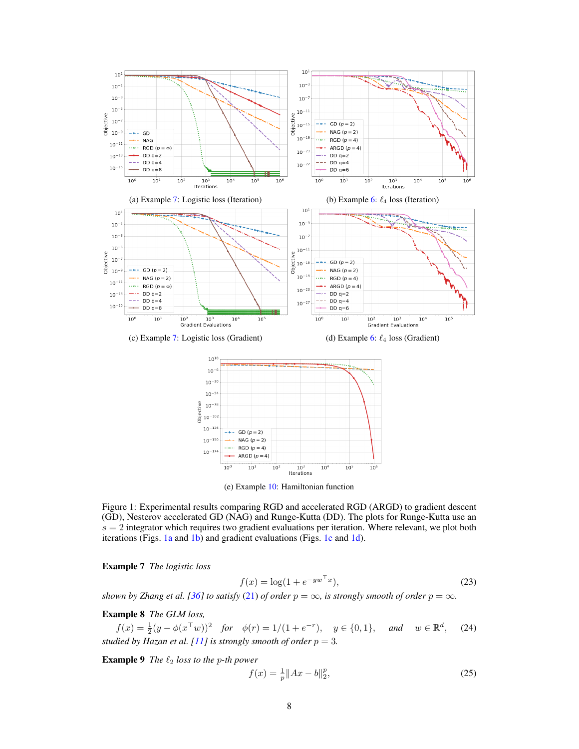(a) Example 7: Logistic loss (Iteration)

(b) Example 6: $\ell_4$ loss (Iteration)

(c) Example 7: Logistic loss (Gradient)

(d) Example 6: $\ell_4$ loss (Gradient)

(e) Example 10: Hamiltonian function

Figure 1: Experimental results comparing RGD and accelerated RGD (ARGD) to gradient descent (GD), Nesterov accelerated GD (NAG) and Runge-Kutta (DD). The plots for Runge-Kutta use an $s = 2$ integrator which requires two gradient evaluations per iteration. Where relevant, we plot both iterations (Figs. 1a and 1b) and gradient evaluations (Figs. 1c and 1d).

**Example 7** *The logistic loss*

$$f(x) = \log(1 + e^{-yw^\top x}), \tag{23}$$

*shown by Zhang et al. [36] to satisfy (21) of order $p = \infty$, is strongly smooth of order $p = \infty$.*

**Example 8** *The GLM loss,*

$$f(x) = \tfrac{1}{2}(y - \phi(x^\top w))^2 \quad \textit{for} \quad \phi(r) = 1/(1 + e^{-r}), \quad y \in \{0, 1\}, \quad \textit{and} \quad w \in \mathbb{R}^d, \tag{24}$$

*studied by Hazan et al. [11] is strongly smooth of order $p = 3$.*

**Example 9** *The $\ell_2$ loss to the $p$-th power*

$$f(x) = \tfrac{1}{p}\|Ax - b\|_2^p, \tag{25}$$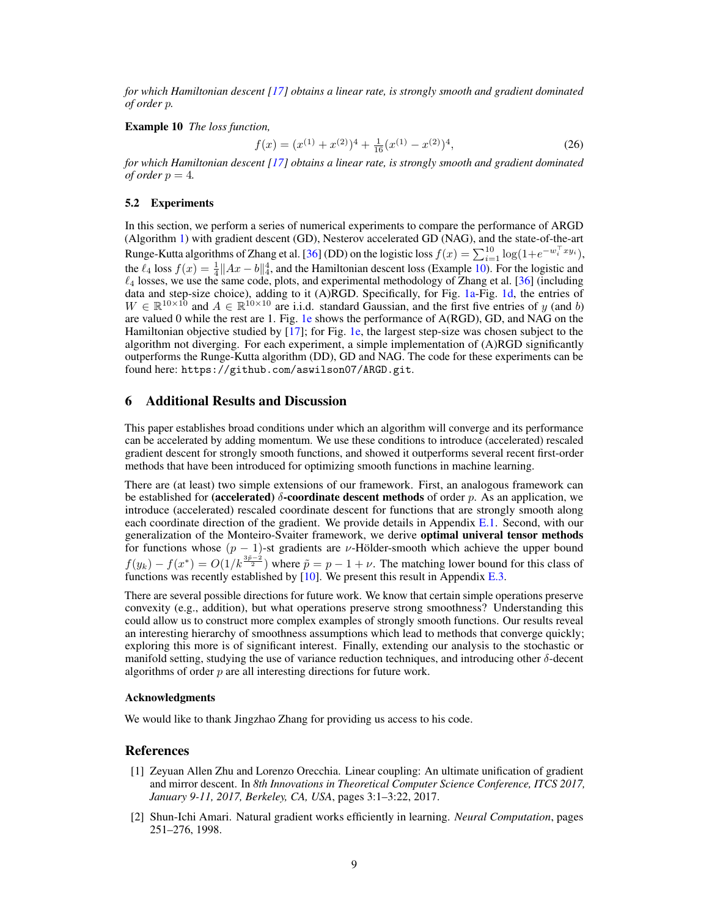*for which Hamiltonian descent [17] obtains a linear rate, is strongly smooth and gradient dominated of order p.*

**Example 10** *The loss function,*

$$f(x) = (x^{(1)} + x^{(2)})^4 + \tfrac{1}{16}(x^{(1)} - x^{(2)})^4, \tag{26}$$

*for which Hamiltonian descent [17] obtains a linear rate, is strongly smooth and gradient dominated of order $p = 4$.*

### 5.2 Experiments

In this section, we perform a series of numerical experiments to compare the performance of ARGD (Algorithm 1) with gradient descent (GD), Nesterov accelerated GD (NAG), and the state-of-the-art Runge-Kutta algorithms of Zhang et al. [36] (DD) on the logistic loss $f(x) = \sum_{i=1}^{10} \log(1+e^{-w_i^\top x y_i})$, the $\ell_4$ loss $f(x) = \frac{1}{4}\|Ax - b\|_4^4$, and the Hamiltonian descent loss (Example 10). For the logistic and $\ell_4$ losses, we use the same code, plots, and experimental methodology of Zhang et al. [36] (including data and step-size choice), adding to it (A)RGD. Specifically, for Fig. 1a-Fig. 1d, the entries of $W \in \mathbb{R}^{10\times 10}$ and $A \in \mathbb{R}^{10\times 10}$ are i.i.d. standard Gaussian, and the first five entries of $y$ (and $b$) are valued 0 while the rest are 1. Fig. 1e shows the performance of A(RGD), GD, and NAG on the Hamiltonian objective studied by [17]; for Fig. 1e, the largest step-size was chosen subject to the algorithm not diverging. For each experiment, a simple implementation of (A)RGD significantly outperforms the Runge-Kutta algorithm (DD), GD and NAG. The code for these experiments can be found here: `https://github.com/aswilson07/ARGD.git`.

## 6 Additional Results and Discussion

This paper establishes broad conditions under which an algorithm will converge and its performance can be accelerated by adding momentum. We use these conditions to introduce (accelerated) rescaled gradient descent for strongly smooth functions, and showed it outperforms several recent first-order methods that have been introduced for optimizing smooth functions in machine learning.

There are (at least) two simple extensions of our framework. First, an analogous framework can be established for **(accelerated) $\delta$-coordinate descent methods** of order $p$. As an application, we introduce (accelerated) rescaled coordinate descent for functions that are strongly smooth along each coordinate direction of the gradient. We provide details in Appendix E.1. Second, with our generalization of the Monteiro-Svaiter framework, we derive **optimal univeral tensor methods** for functions whose $(p-1)$-st gradients are $\nu$-Hölder-smooth which achieve the upper bound $f(y_k) - f(x^*) = O(1/k^{\frac{3\tilde{p}-2}{2}})$ where $\tilde{p} = p - 1 + \nu$. The matching lower bound for this class of functions was recently established by [10]. We present this result in Appendix E.3.

There are several possible directions for future work. We know that certain simple operations preserve convexity (e.g., addition), but what operations preserve strong smoothness? Understanding this could allow us to construct more complex examples of strongly smooth functions. Our results reveal an interesting hierarchy of smoothness assumptions which lead to methods that converge quickly; exploring this more is of significant interest. Finally, extending our analysis to the stochastic or manifold setting, studying the use of variance reduction techniques, and introducing other $\delta$-decent algorithms of order $p$ are all interesting directions for future work.

#### Acknowledgments

We would like to thank Jingzhao Zhang for providing us access to his code.

## References

[1] Zeyuan Allen Zhu and Lorenzo Orecchia. Linear coupling: An ultimate unification of gradient and mirror descent. In *8th Innovations in Theoretical Computer Science Conference, ITCS 2017, January 9-11, 2017, Berkeley, CA, USA*, pages 3:1–3:22, 2017.

[2] Shun-Ichi Amari. Natural gradient works efficiently in learning. *Neural Computation*, pages 251–276, 1998.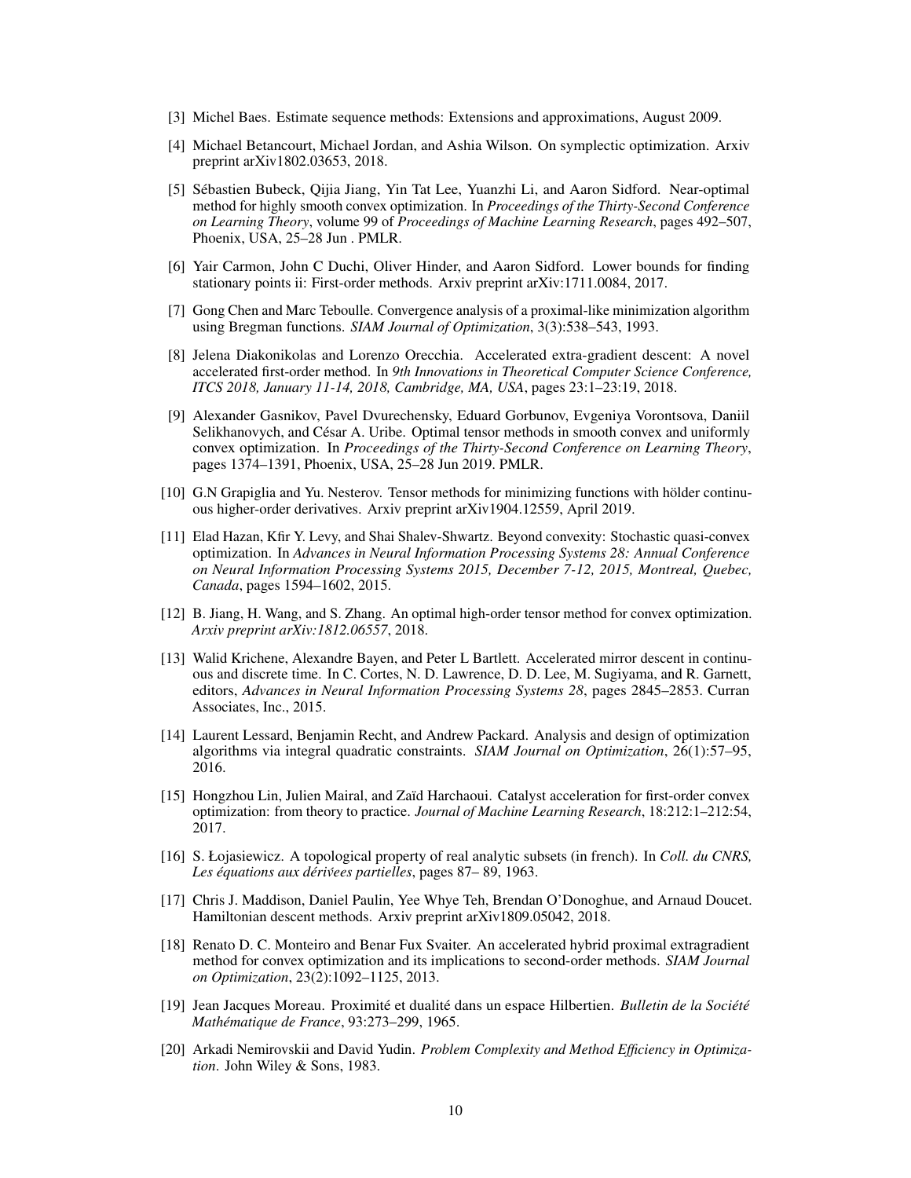[3] Michel Baes. Estimate sequence methods: Extensions and approximations, August 2009.

[4] Michael Betancourt, Michael Jordan, and Ashia Wilson. On symplectic optimization. Arxiv preprint arXiv1802.03653, 2018.

[5] Sébastien Bubeck, Qijia Jiang, Yin Tat Lee, Yuanzhi Li, and Aaron Sidford. Near-optimal method for highly smooth convex optimization. In *Proceedings of the Thirty-Second Conference on Learning Theory*, volume 99 of *Proceedings of Machine Learning Research*, pages 492–507, Phoenix, USA, 25–28 Jun . PMLR.

[6] Yair Carmon, John C Duchi, Oliver Hinder, and Aaron Sidford. Lower bounds for finding stationary points ii: First-order methods. Arxiv preprint arXiv:1711.0084, 2017.

[7] Gong Chen and Marc Teboulle. Convergence analysis of a proximal-like minimization algorithm using Bregman functions. *SIAM Journal of Optimization*, 3(3):538–543, 1993.

[8] Jelena Diakonikolas and Lorenzo Orecchia. Accelerated extra-gradient descent: A novel accelerated first-order method. In *9th Innovations in Theoretical Computer Science Conference, ITCS 2018, January 11-14, 2018, Cambridge, MA, USA*, pages 23:1–23:19, 2018.

[9] Alexander Gasnikov, Pavel Dvurechensky, Eduard Gorbunov, Evgeniya Vorontsova, Daniil Selikhanovych, and César A. Uribe. Optimal tensor methods in smooth convex and uniformly convex optimization. In *Proceedings of the Thirty-Second Conference on Learning Theory*, pages 1374–1391, Phoenix, USA, 25–28 Jun 2019. PMLR.

[10] G.N Grapiglia and Yu. Nesterov. Tensor methods for minimizing functions with hölder continuous higher-order derivatives. Arxiv preprint arXiv1904.12559, April 2019.

[11] Elad Hazan, Kfir Y. Levy, and Shai Shalev-Shwartz. Beyond convexity: Stochastic quasi-convex optimization. In *Advances in Neural Information Processing Systems 28: Annual Conference on Neural Information Processing Systems 2015, December 7-12, 2015, Montreal, Quebec, Canada*, pages 1594–1602, 2015.

[12] B. Jiang, H. Wang, and S. Zhang. An optimal high-order tensor method for convex optimization. *Arxiv preprint arXiv:1812.06557*, 2018.

[13] Walid Krichene, Alexandre Bayen, and Peter L Bartlett. Accelerated mirror descent in continuous and discrete time. In C. Cortes, N. D. Lawrence, D. D. Lee, M. Sugiyama, and R. Garnett, editors, *Advances in Neural Information Processing Systems 28*, pages 2845–2853. Curran Associates, Inc., 2015.

[14] Laurent Lessard, Benjamin Recht, and Andrew Packard. Analysis and design of optimization algorithms via integral quadratic constraints. *SIAM Journal on Optimization*, 26(1):57–95, 2016.

[15] Hongzhou Lin, Julien Mairal, and Zaïd Harchaoui. Catalyst acceleration for first-order convex optimization: from theory to practice. *Journal of Machine Learning Research*, 18:212:1–212:54, 2017.

[16] S. Łojasiewicz. A topological property of real analytic subsets (in french). In *Coll. du CNRS, Les équations aux dérivées partielles*, pages 87– 89, 1963.

[17] Chris J. Maddison, Daniel Paulin, Yee Whye Teh, Brendan O'Donoghue, and Arnaud Doucet. Hamiltonian descent methods. Arxiv preprint arXiv1809.05042, 2018.

[18] Renato D. C. Monteiro and Benar Fux Svaiter. An accelerated hybrid proximal extragradient method for convex optimization and its implications to second-order methods. *SIAM Journal on Optimization*, 23(2):1092–1125, 2013.

[19] Jean Jacques Moreau. Proximité et dualité dans un espace Hilbertien. *Bulletin de la Société Mathématique de France*, 93:273–299, 1965.

[20] Arkadi Nemirovskii and David Yudin. *Problem Complexity and Method Efficiency in Optimization*. John Wiley & Sons, 1983.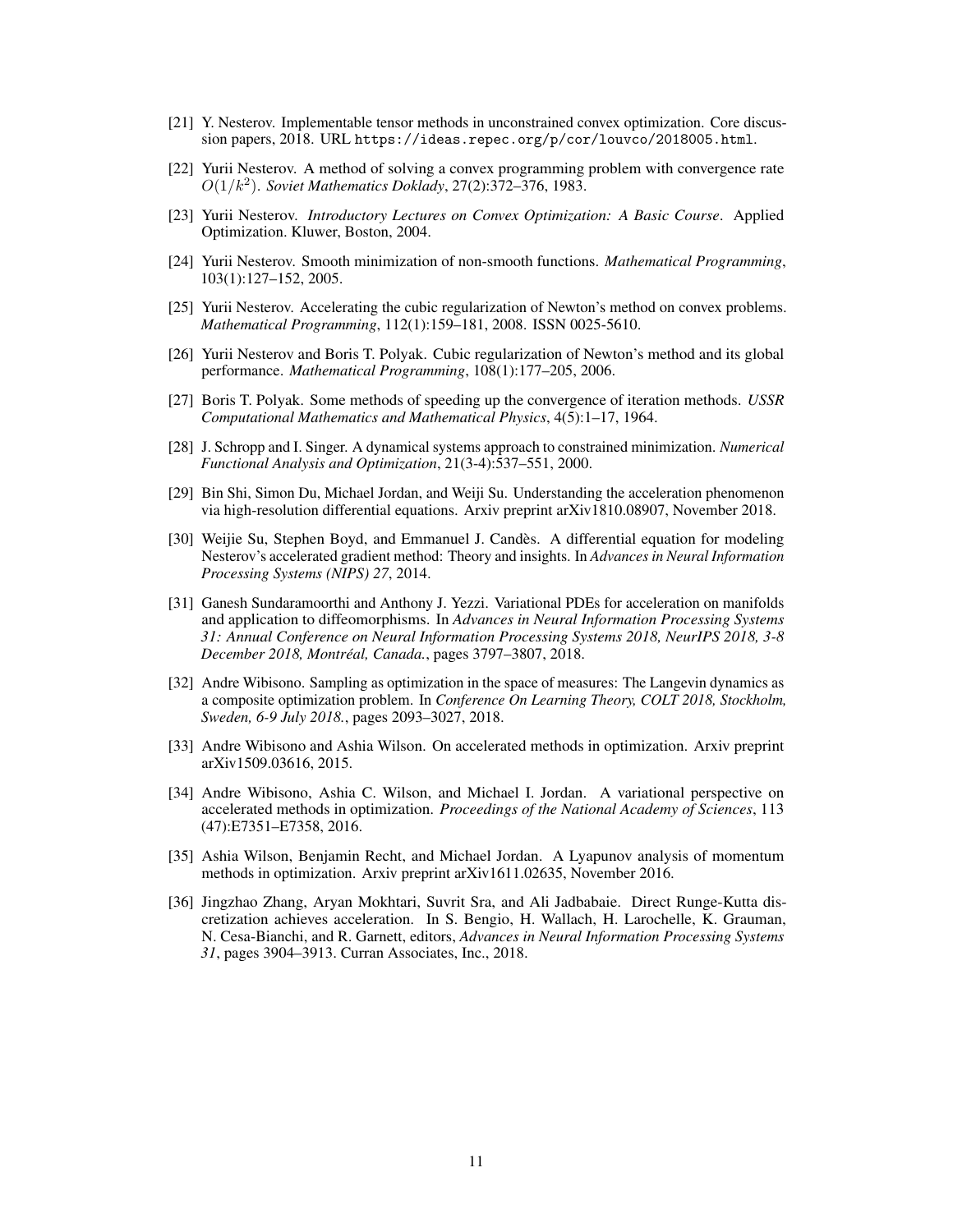[21] Y. Nesterov. Implementable tensor methods in unconstrained convex optimization. Core discussion papers, 2018. URL https://ideas.repec.org/p/cor/louvco/2018005.html.

[22] Yurii Nesterov. A method of solving a convex programming problem with convergence rate $O(1/k^2)$. *Soviet Mathematics Doklady*, 27(2):372–376, 1983.

[23] Yurii Nesterov. *Introductory Lectures on Convex Optimization: A Basic Course*. Applied Optimization. Kluwer, Boston, 2004.

[24] Yurii Nesterov. Smooth minimization of non-smooth functions. *Mathematical Programming*, 103(1):127–152, 2005.

[25] Yurii Nesterov. Accelerating the cubic regularization of Newton's method on convex problems. *Mathematical Programming*, 112(1):159–181, 2008. ISSN 0025-5610.

[26] Yurii Nesterov and Boris T. Polyak. Cubic regularization of Newton's method and its global performance. *Mathematical Programming*, 108(1):177–205, 2006.

[27] Boris T. Polyak. Some methods of speeding up the convergence of iteration methods. *USSR Computational Mathematics and Mathematical Physics*, 4(5):1–17, 1964.

[28] J. Schropp and I. Singer. A dynamical systems approach to constrained minimization. *Numerical Functional Analysis and Optimization*, 21(3-4):537–551, 2000.

[29] Bin Shi, Simon Du, Michael Jordan, and Weiji Su. Understanding the acceleration phenomenon via high-resolution differential equations. Arxiv preprint arXiv1810.08907, November 2018.

[30] Weijie Su, Stephen Boyd, and Emmanuel J. Candès. A differential equation for modeling Nesterov's accelerated gradient method: Theory and insights. In *Advances in Neural Information Processing Systems (NIPS) 27*, 2014.

[31] Ganesh Sundaramoorthi and Anthony J. Yezzi. Variational PDEs for acceleration on manifolds and application to diffeomorphisms. In *Advances in Neural Information Processing Systems 31: Annual Conference on Neural Information Processing Systems 2018, NeurIPS 2018, 3-8 December 2018, Montréal, Canada.*, pages 3797–3807, 2018.

[32] Andre Wibisono. Sampling as optimization in the space of measures: The Langevin dynamics as a composite optimization problem. In *Conference On Learning Theory, COLT 2018, Stockholm, Sweden, 6-9 July 2018.*, pages 2093–3027, 2018.

[33] Andre Wibisono and Ashia Wilson. On accelerated methods in optimization. Arxiv preprint arXiv1509.03616, 2015.

[34] Andre Wibisono, Ashia C. Wilson, and Michael I. Jordan. A variational perspective on accelerated methods in optimization. *Proceedings of the National Academy of Sciences*, 113 (47):E7351–E7358, 2016.

[35] Ashia Wilson, Benjamin Recht, and Michael Jordan. A Lyapunov analysis of momentum methods in optimization. Arxiv preprint arXiv1611.02635, November 2016.

[36] Jingzhao Zhang, Aryan Mokhtari, Suvrit Sra, and Ali Jadbabaie. Direct Runge-Kutta discretization achieves acceleration. In S. Bengio, H. Wallach, H. Larochelle, K. Grauman, N. Cesa-Bianchi, and R. Garnett, editors, *Advances in Neural Information Processing Systems 31*, pages 3904–3913. Curran Associates, Inc., 2018.